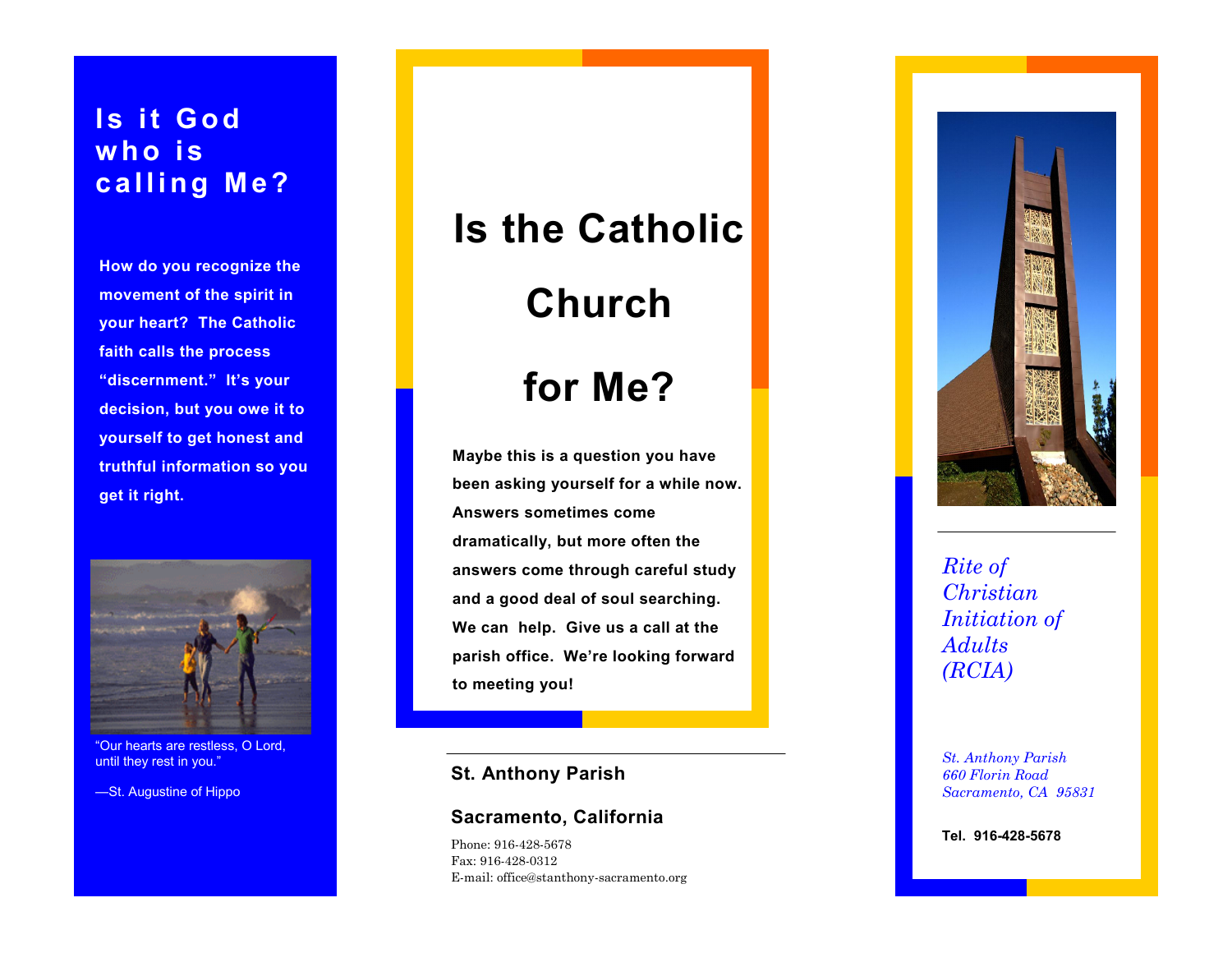## Is it God who is calling Me?

**How do you recognize the movement of the spirit in your heart? The Catholic faith calls the process "discernment." It's your decision, but you owe it to yourself to get honest and truthful information so you get it right.**

"Our hearts are restless, O Lord, until they rest in you."

—St. Augustine of Hippo

# Is the Catholic Church for Me?

**Maybe this is a question you have been asking yourself for a while now. Answers sometimes come dramatically, but more often the answers come through careful study and a good deal of soul searching. We can help. Give us a call at the parish office. We're looking forward to meeting you!**

### St. Anthony Parish

### Sacramento, California

Phone: 916-428-5678
Fax: 916-428-0312
E-mail: office@stanthony-sacramento.org

*Rite of Christian Initiation of Adults (RCIA)*

*St. Anthony Parish*
*660 Florin Road*
*Sacramento, CA 95831*

**Tel. 916-428-5678**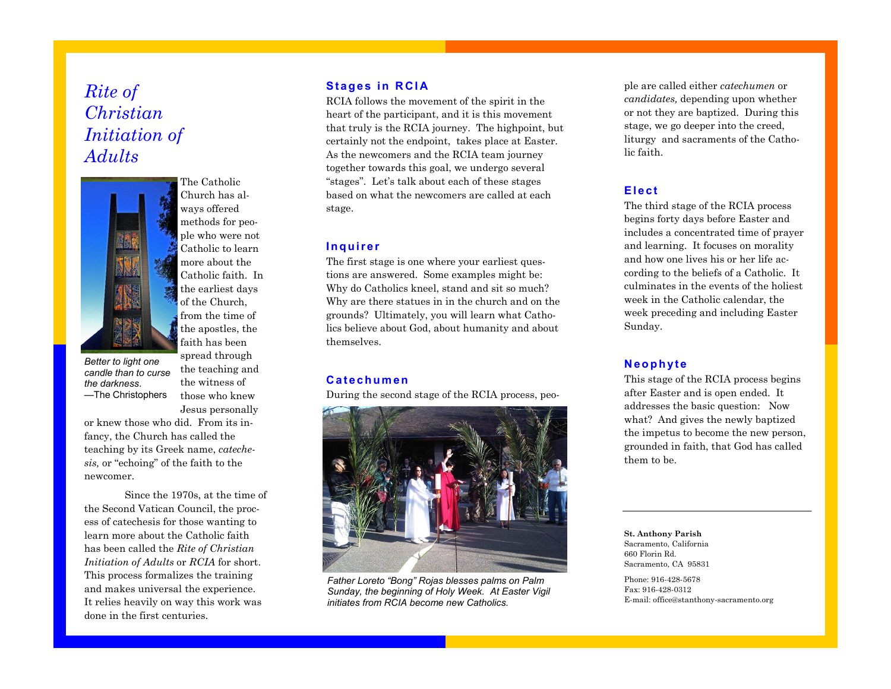# *Rite of Christian Initiation of Adults*

*Better to light one candle than to curse the darkness.*
—The Christophers

The Catholic Church has always offered methods for people who were not Catholic to learn more about the Catholic faith. In the earliest days of the Church, from the time of the apostles, the faith has been spread through the teaching and the witness of those who knew Jesus personally or knew those who did. From its infancy, the Church has called the teaching by its Greek name, *catechesis,* or "echoing" of the faith to the newcomer.

Since the 1970s, at the time of the Second Vatican Council, the process of catechesis for those wanting to learn more about the Catholic faith has been called the *Rite of Christian Initiation of Adults* or *RCIA* for short. This process formalizes the training and makes universal the experience. It relies heavily on way this work was done in the first centuries.

## Stages in RCIA

RCIA follows the movement of the spirit in the heart of the participant, and it is this movement that truly is the RCIA journey. The highpoint, but certainly not the endpoint, takes place at Easter. As the newcomers and the RCIA team journey together towards this goal, we undergo several "stages". Let's talk about each of these stages based on what the newcomers are called at each stage.

## Inquirer

The first stage is one where your earliest questions are answered. Some examples might be: Why do Catholics kneel, stand and sit so much? Why are there statues in in the church and on the grounds? Ultimately, you will learn what Catholics believe about God, about humanity and about themselves.

## Catechumen

During the second stage of the RCIA process, people are called either *catechumen* or *candidates,* depending upon whether or not they are baptized. During this stage, we go deeper into the creed, liturgy and sacraments of the Catholic faith.

*Father Loreto "Bong" Rojas blesses palms on Palm Sunday, the beginning of Holy Week. At Easter Vigil initiates from RCIA become new Catholics.*

## Elect

The third stage of the RCIA process begins forty days before Easter and includes a concentrated time of prayer and learning. It focuses on morality and how one lives his or her life according to the beliefs of a Catholic. It culminates in the events of the holiest week in the Catholic calendar, the week preceding and including Easter Sunday.

## Neophyte

This stage of the RCIA process begins after Easter and is open ended. It addresses the basic question: Now what? And gives the newly baptized the impetus to become the new person, grounded in faith, that God has called them to be.

---

**St. Anthony Parish**
Sacramento, California
660 Florin Rd.
Sacramento, CA 95831

Phone: 916-428-5678
Fax: 916-428-0312
E-mail: office@stanthony-sacramento.org